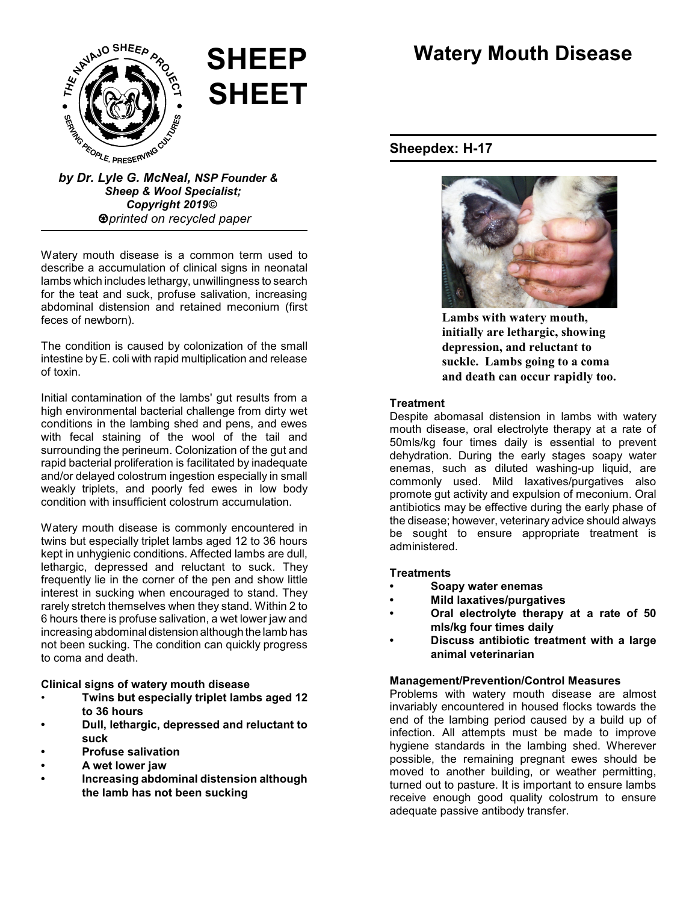# SHEEP SHEET

*by Dr. Lyle G. McNeal, NSP Founder & Sheep & Wool Specialist; Copyright 2019©*
*printed on recycled paper*

# Watery Mouth Disease

## Sheepdex: H-17

Watery mouth disease is a common term used to describe a accumulation of clinical signs in neonatal lambs which includes lethargy, unwillingness to search for the teat and suck, profuse salivation, increasing abdominal distension and retained meconium (first feces of newborn).

The condition is caused by colonization of the small intestine by E. coli with rapid multiplication and release of toxin.

Initial contamination of the lambs' gut results from a high environmental bacterial challenge from dirty wet conditions in the lambing shed and pens, and ewes with fecal staining of the wool of the tail and surrounding the perineum. Colonization of the gut and rapid bacterial proliferation is facilitated by inadequate and/or delayed colostrum ingestion especially in small weakly triplets, and poorly fed ewes in low body condition with insufficient colostrum accumulation.

Watery mouth disease is commonly encountered in twins but especially triplet lambs aged 12 to 36 hours kept in unhygienic conditions. Affected lambs are dull, lethargic, depressed and reluctant to suck. They frequently lie in the corner of the pen and show little interest in sucking when encouraged to stand. They rarely stretch themselves when they stand. Within 2 to 6 hours there is profuse salivation, a wet lower jaw and increasing abdominal distension although the lamb has not been sucking. The condition can quickly progress to coma and death.

**Clinical signs of watery mouth disease**

- **Twins but especially triplet lambs aged 12 to 36 hours**
- **Dull, lethargic, depressed and reluctant to suck**
- **Profuse salivation**
- **A wet lower jaw**
- **Increasing abdominal distension although the lamb has not been sucking**

**Lambs with watery mouth, initially are lethargic, showing depression, and reluctant to suckle. Lambs going to a coma and death can occur rapidly too.**

**Treatment**

Despite abomasal distension in lambs with watery mouth disease, oral electrolyte therapy at a rate of 50mls/kg four times daily is essential to prevent dehydration. During the early stages soapy water enemas, such as diluted washing-up liquid, are commonly used. Mild laxatives/purgatives also promote gut activity and expulsion of meconium. Oral antibiotics may be effective during the early phase of the disease; however, veterinary advice should always be sought to ensure appropriate treatment is administered.

**Treatments**

- **Soapy water enemas**
- **Mild laxatives/purgatives**
- **Oral electrolyte therapy at a rate of 50 mls/kg four times daily**
- **Discuss antibiotic treatment with a large animal veterinarian**

**Management/Prevention/Control Measures**

Problems with watery mouth disease are almost invariably encountered in housed flocks towards the end of the lambing period caused by a build up of infection. All attempts must be made to improve hygiene standards in the lambing shed. Wherever possible, the remaining pregnant ewes should be moved to another building, or weather permitting, turned out to pasture. It is important to ensure lambs receive enough good quality colostrum to ensure adequate passive antibody transfer.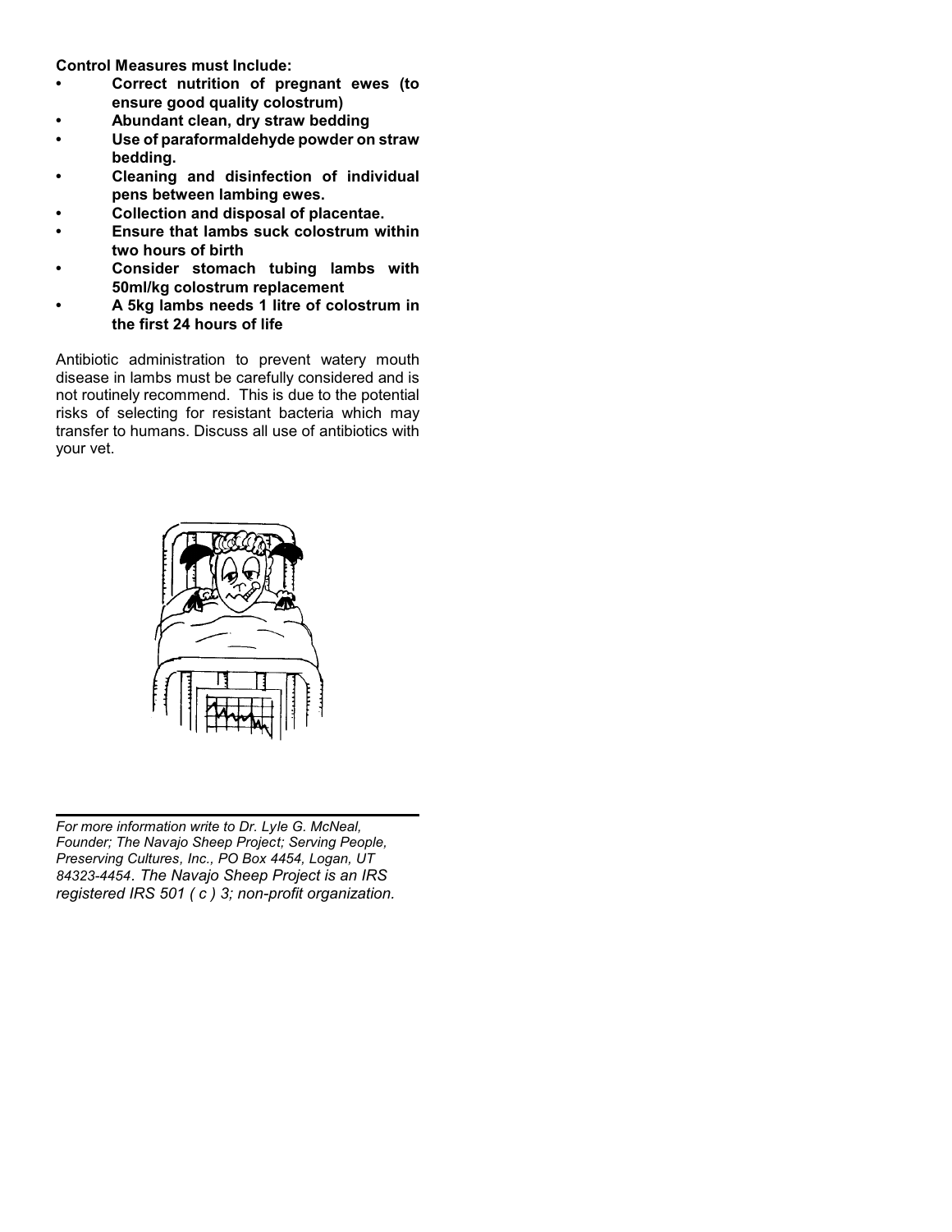**Control Measures must Include:**

- **Correct nutrition of pregnant ewes (to ensure good quality colostrum)**
- **Abundant clean, dry straw bedding**
- **Use of paraformaldehyde powder on straw bedding.**
- **Cleaning and disinfection of individual pens between lambing ewes.**
- **Collection and disposal of placentae.**
- **Ensure that lambs suck colostrum within two hours of birth**
- **Consider stomach tubing lambs with 50ml/kg colostrum replacement**
- **A 5kg lambs needs 1 litre of colostrum in the first 24 hours of life**

Antibiotic administration to prevent watery mouth disease in lambs must be carefully considered and is not routinely recommend. This is due to the potential risks of selecting for resistant bacteria which may transfer to humans. Discuss all use of antibiotics with your vet.

---

*For more information write to Dr. Lyle G. McNeal, Founder; The Navajo Sheep Project; Serving People, Preserving Cultures, Inc., PO Box 4454, Logan, UT 84323-4454. The Navajo Sheep Project is an IRS registered IRS 501 ( c ) 3; non-profit organization.*